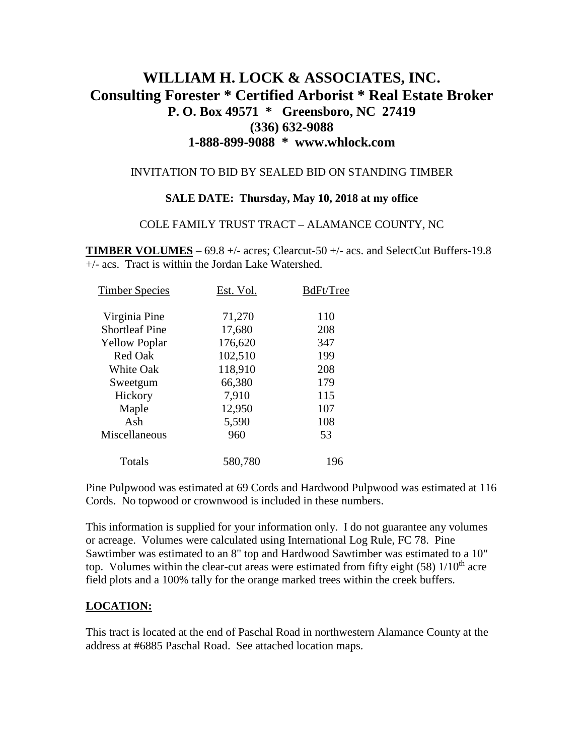# WILLIAM H. LOCK & ASSOCIATES, INC.
## Consulting Forester * Certified Arborist * Real Estate Broker
### P. O. Box 49571 * Greensboro, NC 27419
### (336) 632-9088
### 1-888-899-9088 * www.whlock.com

INVITATION TO BID BY SEALED BID ON STANDING TIMBER

**SALE DATE: Thursday, May 10, 2018 at my office**

COLE FAMILY TRUST TRACT – ALAMANCE COUNTY, NC

**TIMBER VOLUMES** – 69.8 +/- acres; Clearcut-50 +/- acs. and SelectCut Buffers-19.8 +/- acs. Tract is within the Jordan Lake Watershed.

| Timber Species | Est. Vol. | BdFt/Tree |
|---|---|---|
| Virginia Pine | 71,270 | 110 |
| Shortleaf Pine | 17,680 | 208 |
| Yellow Poplar | 176,620 | 347 |
| Red Oak | 102,510 | 199 |
| White Oak | 118,910 | 208 |
| Sweetgum | 66,380 | 179 |
| Hickory | 7,910 | 115 |
| Maple | 12,950 | 107 |
| Ash | 5,590 | 108 |
| Miscellaneous | 960 | 53 |
| Totals | 580,780 | 196 |

Pine Pulpwood was estimated at 69 Cords and Hardwood Pulpwood was estimated at 116 Cords. No topwood or crownwood is included in these numbers.

This information is supplied for your information only. I do not guarantee any volumes or acreage. Volumes were calculated using International Log Rule, FC 78. Pine Sawtimber was estimated to an 8" top and Hardwood Sawtimber was estimated to a 10" top. Volumes within the clear-cut areas were estimated from fifty eight (58) 1/10th acre field plots and a 100% tally for the orange marked trees within the creek buffers.

## LOCATION:

This tract is located at the end of Paschal Road in northwestern Alamance County at the address at #6885 Paschal Road. See attached location maps.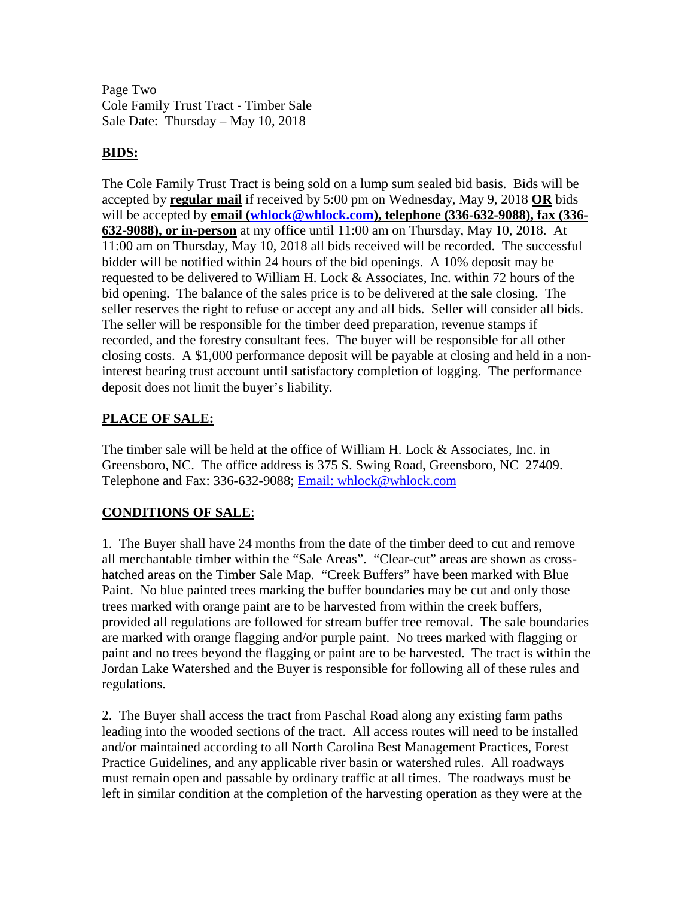Page Two
Cole Family Trust Tract - Timber Sale
Sale Date: Thursday – May 10, 2018

## BIDS:

The Cole Family Trust Tract is being sold on a lump sum sealed bid basis. Bids will be accepted by **regular mail** if received by 5:00 pm on Wednesday, May 9, 2018 **OR** bids will be accepted by **email (whlock@whlock.com), telephone (336-632-9088), fax (336-632-9088), or in-person** at my office until 11:00 am on Thursday, May 10, 2018. At 11:00 am on Thursday, May 10, 2018 all bids received will be recorded. The successful bidder will be notified within 24 hours of the bid openings. A 10% deposit may be requested to be delivered to William H. Lock & Associates, Inc. within 72 hours of the bid opening. The balance of the sales price is to be delivered at the sale closing. The seller reserves the right to refuse or accept any and all bids. Seller will consider all bids. The seller will be responsible for the timber deed preparation, revenue stamps if recorded, and the forestry consultant fees. The buyer will be responsible for all other closing costs. A $1,000 performance deposit will be payable at closing and held in a non-interest bearing trust account until satisfactory completion of logging. The performance deposit does not limit the buyer's liability.

## PLACE OF SALE:

The timber sale will be held at the office of William H. Lock & Associates, Inc. in Greensboro, NC. The office address is 375 S. Swing Road, Greensboro, NC 27409. Telephone and Fax: 336-632-9088; Email: whlock@whlock.com

## CONDITIONS OF SALE:

1. The Buyer shall have 24 months from the date of the timber deed to cut and remove all merchantable timber within the "Sale Areas". "Clear-cut" areas are shown as cross-hatched areas on the Timber Sale Map. "Creek Buffers" have been marked with Blue Paint. No blue painted trees marking the buffer boundaries may be cut and only those trees marked with orange paint are to be harvested from within the creek buffers, provided all regulations are followed for stream buffer tree removal. The sale boundaries are marked with orange flagging and/or purple paint. No trees marked with flagging or paint and no trees beyond the flagging or paint are to be harvested. The tract is within the Jordan Lake Watershed and the Buyer is responsible for following all of these rules and regulations.

2. The Buyer shall access the tract from Paschal Road along any existing farm paths leading into the wooded sections of the tract. All access routes will need to be installed and/or maintained according to all North Carolina Best Management Practices, Forest Practice Guidelines, and any applicable river basin or watershed rules. All roadways must remain open and passable by ordinary traffic at all times. The roadways must be left in similar condition at the completion of the harvesting operation as they were at the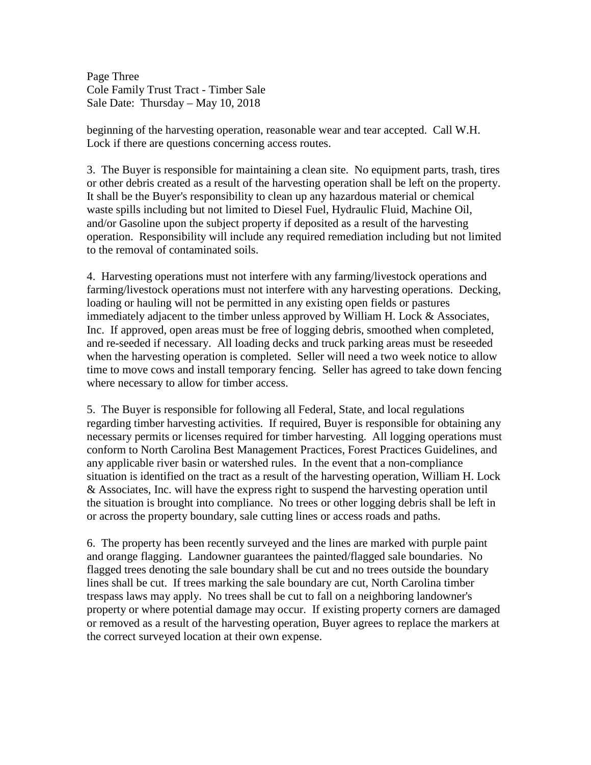beginning of the harvesting operation, reasonable wear and tear accepted. Call W.H. Lock if there are questions concerning access routes.

3. The Buyer is responsible for maintaining a clean site. No equipment parts, trash, tires or other debris created as a result of the harvesting operation shall be left on the property. It shall be the Buyer's responsibility to clean up any hazardous material or chemical waste spills including but not limited to Diesel Fuel, Hydraulic Fluid, Machine Oil, and/or Gasoline upon the subject property if deposited as a result of the harvesting operation. Responsibility will include any required remediation including but not limited to the removal of contaminated soils.

4. Harvesting operations must not interfere with any farming/livestock operations and farming/livestock operations must not interfere with any harvesting operations. Decking, loading or hauling will not be permitted in any existing open fields or pastures immediately adjacent to the timber unless approved by William H. Lock & Associates, Inc. If approved, open areas must be free of logging debris, smoothed when completed, and re-seeded if necessary. All loading decks and truck parking areas must be reseeded when the harvesting operation is completed. Seller will need a two week notice to allow time to move cows and install temporary fencing. Seller has agreed to take down fencing where necessary to allow for timber access.

5. The Buyer is responsible for following all Federal, State, and local regulations regarding timber harvesting activities. If required, Buyer is responsible for obtaining any necessary permits or licenses required for timber harvesting. All logging operations must conform to North Carolina Best Management Practices, Forest Practices Guidelines, and any applicable river basin or watershed rules. In the event that a non-compliance situation is identified on the tract as a result of the harvesting operation, William H. Lock & Associates, Inc. will have the express right to suspend the harvesting operation until the situation is brought into compliance. No trees or other logging debris shall be left in or across the property boundary, sale cutting lines or access roads and paths.

6. The property has been recently surveyed and the lines are marked with purple paint and orange flagging. Landowner guarantees the painted/flagged sale boundaries. No flagged trees denoting the sale boundary shall be cut and no trees outside the boundary lines shall be cut. If trees marking the sale boundary are cut, North Carolina timber trespass laws may apply. No trees shall be cut to fall on a neighboring landowner's property or where potential damage may occur. If existing property corners are damaged or removed as a result of the harvesting operation, Buyer agrees to replace the markers at the correct surveyed location at their own expense.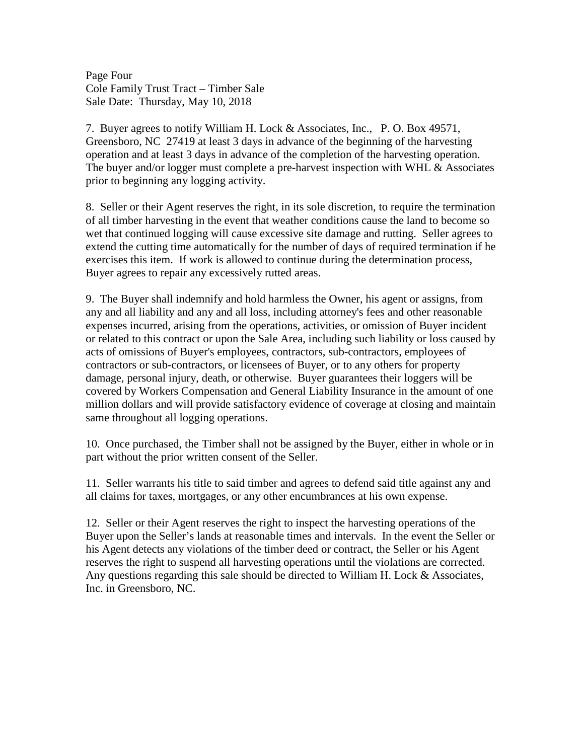7. Buyer agrees to notify William H. Lock & Associates, Inc., P. O. Box 49571, Greensboro, NC 27419 at least 3 days in advance of the beginning of the harvesting operation and at least 3 days in advance of the completion of the harvesting operation. The buyer and/or logger must complete a pre-harvest inspection with WHL & Associates prior to beginning any logging activity.

8. Seller or their Agent reserves the right, in its sole discretion, to require the termination of all timber harvesting in the event that weather conditions cause the land to become so wet that continued logging will cause excessive site damage and rutting. Seller agrees to extend the cutting time automatically for the number of days of required termination if he exercises this item. If work is allowed to continue during the determination process, Buyer agrees to repair any excessively rutted areas.

9. The Buyer shall indemnify and hold harmless the Owner, his agent or assigns, from any and all liability and any and all loss, including attorney's fees and other reasonable expenses incurred, arising from the operations, activities, or omission of Buyer incident or related to this contract or upon the Sale Area, including such liability or loss caused by acts of omissions of Buyer's employees, contractors, sub-contractors, employees of contractors or sub-contractors, or licensees of Buyer, or to any others for property damage, personal injury, death, or otherwise. Buyer guarantees their loggers will be covered by Workers Compensation and General Liability Insurance in the amount of one million dollars and will provide satisfactory evidence of coverage at closing and maintain same throughout all logging operations.

10. Once purchased, the Timber shall not be assigned by the Buyer, either in whole or in part without the prior written consent of the Seller.

11. Seller warrants his title to said timber and agrees to defend said title against any and all claims for taxes, mortgages, or any other encumbrances at his own expense.

12. Seller or their Agent reserves the right to inspect the harvesting operations of the Buyer upon the Seller's lands at reasonable times and intervals. In the event the Seller or his Agent detects any violations of the timber deed or contract, the Seller or his Agent reserves the right to suspend all harvesting operations until the violations are corrected. Any questions regarding this sale should be directed to William H. Lock & Associates, Inc. in Greensboro, NC.